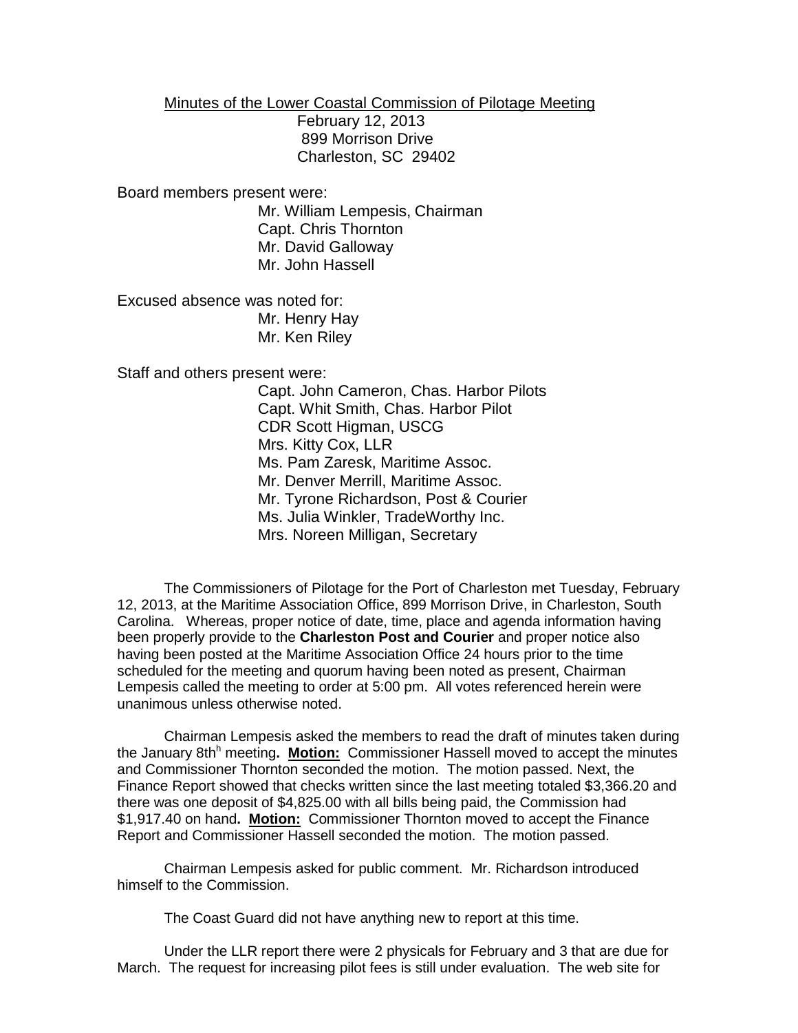Minutes of the Lower Coastal Commission of Pilotage Meeting
February 12, 2013
899 Morrison Drive
Charleston, SC 29402

Board members present were:

Mr. William Lempesis, Chairman
Capt. Chris Thornton
Mr. David Galloway
Mr. John Hassell

Excused absence was noted for:

Mr. Henry Hay
Mr. Ken Riley

Staff and others present were:

Capt. John Cameron, Chas. Harbor Pilots
Capt. Whit Smith, Chas. Harbor Pilot
CDR Scott Higman, USCG
Mrs. Kitty Cox, LLR
Ms. Pam Zaresk, Maritime Assoc.
Mr. Denver Merrill, Maritime Assoc.
Mr. Tyrone Richardson, Post & Courier
Ms. Julia Winkler, TradeWorthy Inc.
Mrs. Noreen Milligan, Secretary

The Commissioners of Pilotage for the Port of Charleston met Tuesday, February 12, 2013, at the Maritime Association Office, 899 Morrison Drive, in Charleston, South Carolina. Whereas, proper notice of date, time, place and agenda information having been properly provide to the **Charleston Post and Courier** and proper notice also having been posted at the Maritime Association Office 24 hours prior to the time scheduled for the meeting and quorum having been noted as present, Chairman Lempesis called the meeting to order at 5:00 pm. All votes referenced herein were unanimous unless otherwise noted.

Chairman Lempesis asked the members to read the draft of minutes taken during the January 8th[h] meeting**. Motion:** Commissioner Hassell moved to accept the minutes and Commissioner Thornton seconded the motion. The motion passed. Next, the Finance Report showed that checks written since the last meeting totaled $3,366.20 and there was one deposit of $4,825.00 with all bills being paid, the Commission had $1,917.40 on hand**. Motion:** Commissioner Thornton moved to accept the Finance Report and Commissioner Hassell seconded the motion. The motion passed.

Chairman Lempesis asked for public comment. Mr. Richardson introduced himself to the Commission.

The Coast Guard did not have anything new to report at this time.

Under the LLR report there were 2 physicals for February and 3 that are due for March. The request for increasing pilot fees is still under evaluation. The web site for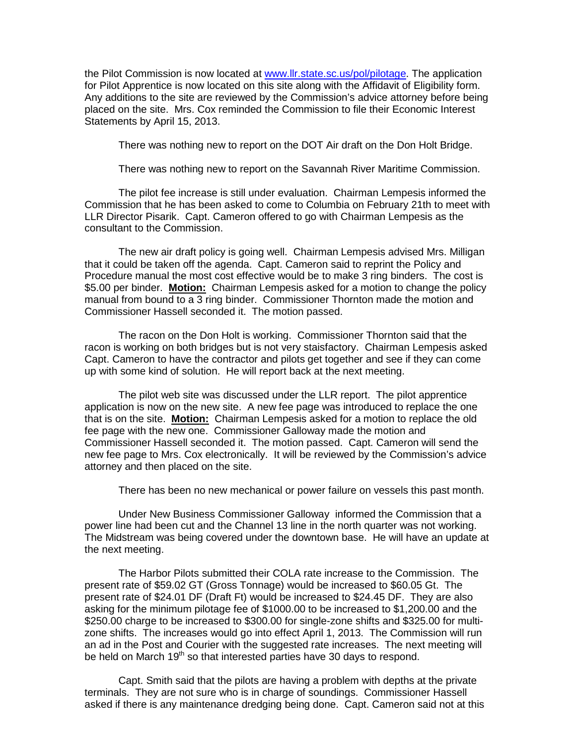the Pilot Commission is now located at www.llr.state.sc.us/pol/pilotage. The application for Pilot Apprentice is now located on this site along with the Affidavit of Eligibility form. Any additions to the site are reviewed by the Commission's advice attorney before being placed on the site. Mrs. Cox reminded the Commission to file their Economic Interest Statements by April 15, 2013.

There was nothing new to report on the DOT Air draft on the Don Holt Bridge.

There was nothing new to report on the Savannah River Maritime Commission.

The pilot fee increase is still under evaluation. Chairman Lempesis informed the Commission that he has been asked to come to Columbia on February 21th to meet with LLR Director Pisarik. Capt. Cameron offered to go with Chairman Lempesis as the consultant to the Commission.

The new air draft policy is going well. Chairman Lempesis advised Mrs. Milligan that it could be taken off the agenda. Capt. Cameron said to reprint the Policy and Procedure manual the most cost effective would be to make 3 ring binders. The cost is $5.00 per binder. **Motion:** Chairman Lempesis asked for a motion to change the policy manual from bound to a 3 ring binder. Commissioner Thornton made the motion and Commissioner Hassell seconded it. The motion passed.

The racon on the Don Holt is working. Commissioner Thornton said that the racon is working on both bridges but is not very staisfactory. Chairman Lempesis asked Capt. Cameron to have the contractor and pilots get together and see if they can come up with some kind of solution. He will report back at the next meeting.

The pilot web site was discussed under the LLR report. The pilot apprentice application is now on the new site. A new fee page was introduced to replace the one that is on the site. **Motion:** Chairman Lempesis asked for a motion to replace the old fee page with the new one. Commissioner Galloway made the motion and Commissioner Hassell seconded it. The motion passed. Capt. Cameron will send the new fee page to Mrs. Cox electronically. It will be reviewed by the Commission's advice attorney and then placed on the site.

There has been no new mechanical or power failure on vessels this past month.

Under New Business Commissioner Galloway informed the Commission that a power line had been cut and the Channel 13 line in the north quarter was not working. The Midstream was being covered under the downtown base. He will have an update at the next meeting.

The Harbor Pilots submitted their COLA rate increase to the Commission. The present rate of $59.02 GT (Gross Tonnage) would be increased to $60.05 Gt. The present rate of $24.01 DF (Draft Ft) would be increased to $24.45 DF. They are also asking for the minimum pilotage fee of $1000.00 to be increased to $1,200.00 and the $250.00 charge to be increased to $300.00 for single-zone shifts and $325.00 for multi-zone shifts. The increases would go into effect April 1, 2013. The Commission will run an ad in the Post and Courier with the suggested rate increases. The next meeting will be held on March 19th so that interested parties have 30 days to respond.

Capt. Smith said that the pilots are having a problem with depths at the private terminals. They are not sure who is in charge of soundings. Commissioner Hassell asked if there is any maintenance dredging being done. Capt. Cameron said not at this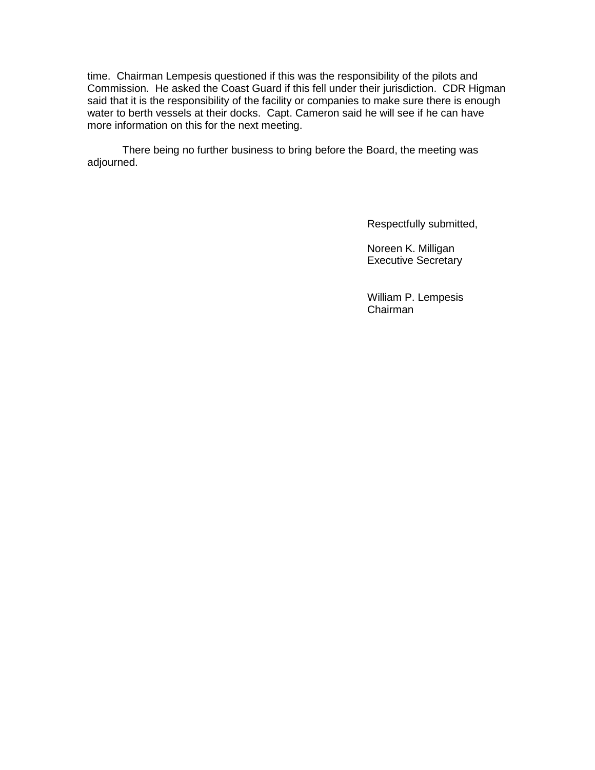time. Chairman Lempesis questioned if this was the responsibility of the pilots and Commission. He asked the Coast Guard if this fell under their jurisdiction. CDR Higman said that it is the responsibility of the facility or companies to make sure there is enough water to berth vessels at their docks. Capt. Cameron said he will see if he can have more information on this for the next meeting.

There being no further business to bring before the Board, the meeting was adjourned.

Respectfully submitted,

Noreen K. Milligan
Executive Secretary

William P. Lempesis
Chairman